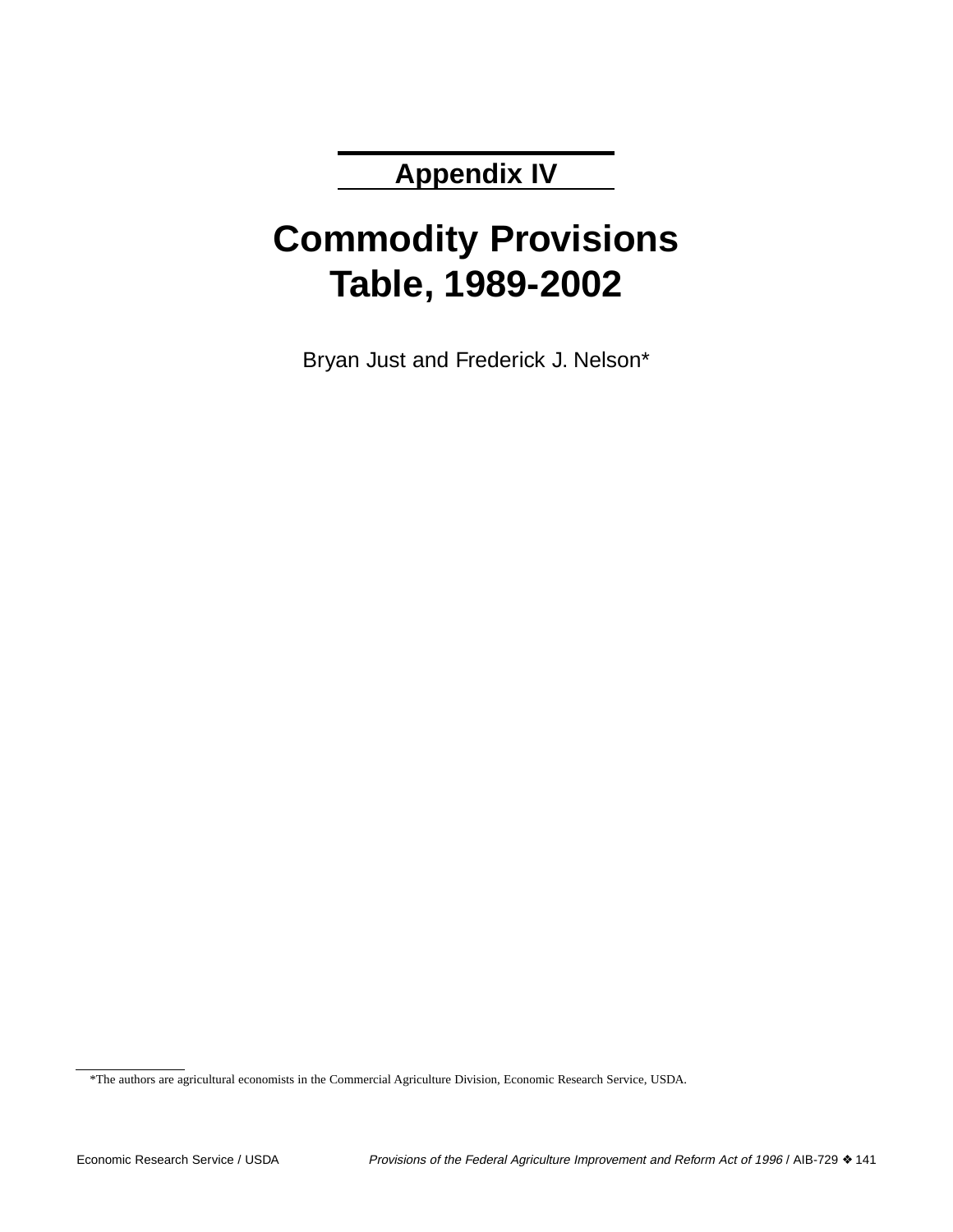## Appendix IV

# Commodity Provisions Table, 1989-2002

Bryan Just and Frederick J. Nelson*

*The authors are agricultural economists in the Commercial Agriculture Division, Economic Research Service, USDA.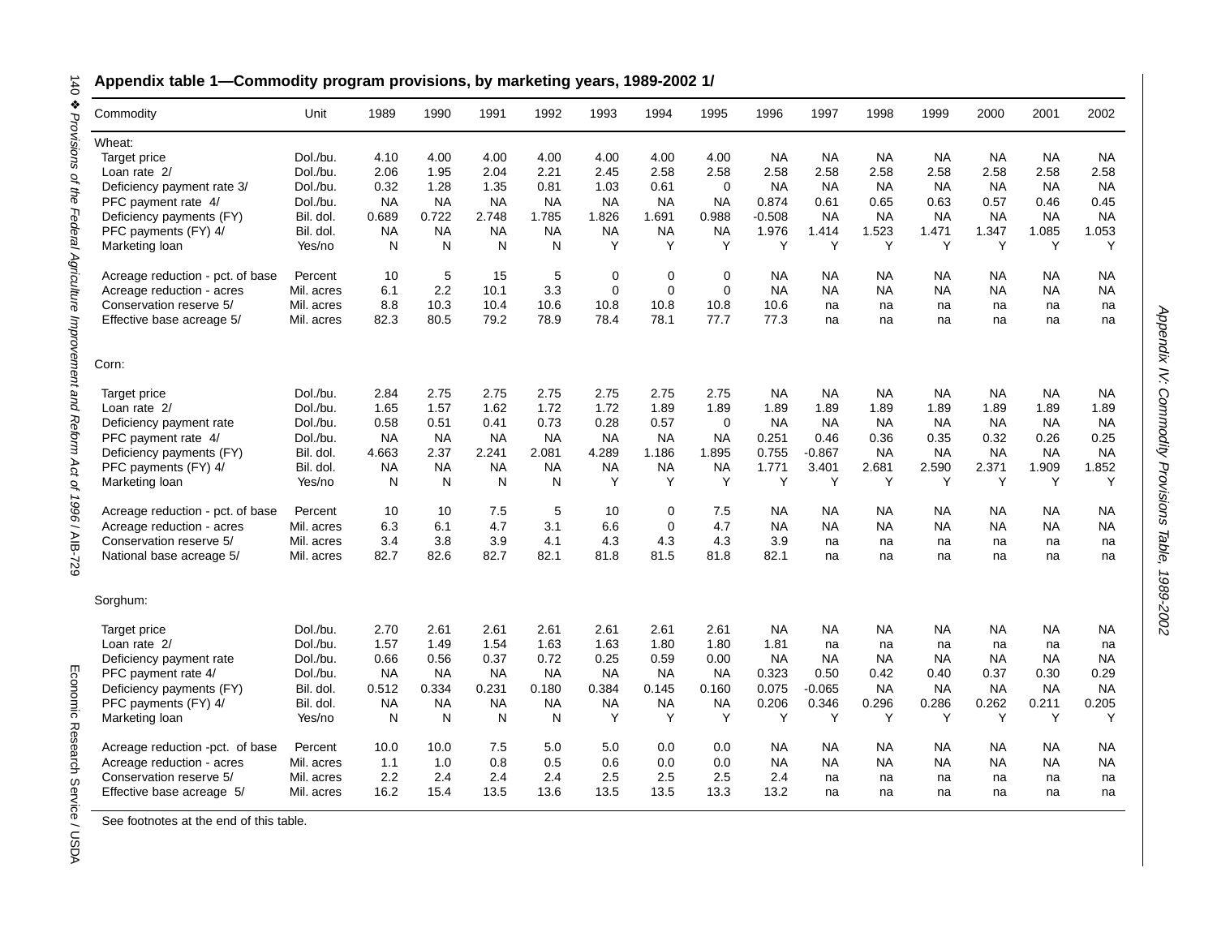## Appendix table 1—Commodity program provisions, by marketing years, 1989-2002 1/

| Commodity | Unit | 1989 | 1990 | 1991 | 1992 | 1993 | 1994 | 1995 | 1996 | 1997 | 1998 | 1999 | 2000 | 2001 | 2002 |
|---|---|---|---|---|---|---|---|---|---|---|---|---|---|---|---|
| Wheat: | | | | | | | | | | | | | | | |
| Target price | Dol./bu. | 4.10 | 4.00 | 4.00 | 4.00 | 4.00 | 4.00 | 4.00 | NA | NA | NA | NA | NA | NA | NA |
| Loan rate 2/ | Dol./bu. | 2.06 | 1.95 | 2.04 | 2.21 | 2.45 | 2.58 | 2.58 | 2.58 | 2.58 | 2.58 | 2.58 | 2.58 | 2.58 | 2.58 |
| Deficiency payment rate 3/ | Dol./bu. | 0.32 | 1.28 | 1.35 | 0.81 | 1.03 | 0.61 | 0 | NA | NA | NA | NA | NA | NA | NA |
| PFC payment rate 4/ | Dol./bu. | NA | NA | NA | NA | NA | NA | NA | 0.874 | 0.61 | 0.65 | 0.63 | 0.57 | 0.46 | 0.45 |
| Deficiency payments (FY) | Bil. dol. | 0.689 | 0.722 | 2.748 | 1.785 | 1.826 | 1.691 | 0.988 | -0.508 | NA | NA | NA | NA | NA | NA |
| PFC payments (FY) 4/ | Bil. dol. | NA | NA | NA | NA | NA | NA | NA | 1.976 | 1.414 | 1.523 | 1.471 | 1.347 | 1.085 | 1.053 |
| Marketing loan | Yes/no | N | N | N | N | Y | Y | Y | Y | Y | Y | Y | Y | Y | Y |
| Acreage reduction - pct. of base | Percent | 10 | 5 | 15 | 5 | 0 | 0 | 0 | NA | NA | NA | NA | NA | NA | NA |
| Acreage reduction - acres | Mil. acres | 6.1 | 2.2 | 10.1 | 3.3 | 0 | 0 | 0 | NA | NA | NA | NA | NA | NA | NA |
| Conservation reserve 5/ | Mil. acres | 8.8 | 10.3 | 10.4 | 10.6 | 10.8 | 10.8 | 10.8 | 10.6 | na | na | na | na | na | na |
| Effective base acreage 5/ | Mil. acres | 82.3 | 80.5 | 79.2 | 78.9 | 78.4 | 78.1 | 77.7 | 77.3 | na | na | na | na | na | na |
| Corn: | | | | | | | | | | | | | | | |
| Target price | Dol./bu. | 2.84 | 2.75 | 2.75 | 2.75 | 2.75 | 2.75 | 2.75 | NA | NA | NA | NA | NA | NA | NA |
| Loan rate 2/ | Dol./bu. | 1.65 | 1.57 | 1.62 | 1.72 | 1.72 | 1.89 | 1.89 | 1.89 | 1.89 | 1.89 | 1.89 | 1.89 | 1.89 | 1.89 |
| Deficiency payment rate | Dol./bu. | 0.58 | 0.51 | 0.41 | 0.73 | 0.28 | 0.57 | 0 | NA | NA | NA | NA | NA | NA | NA |
| PFC payment rate 4/ | Dol./bu. | NA | NA | NA | NA | NA | NA | NA | 0.251 | 0.46 | 0.36 | 0.35 | 0.32 | 0.26 | 0.25 |
| Deficiency payments (FY) | Bil. dol. | 4.663 | 2.37 | 2.241 | 2.081 | 4.289 | 1.186 | 1.895 | 0.755 | -0.867 | NA | NA | NA | NA | NA |
| PFC payments (FY) 4/ | Bil. dol. | NA | NA | NA | NA | NA | NA | NA | 1.771 | 3.401 | 2.681 | 2.590 | 2.371 | 1.909 | 1.852 |
| Marketing loan | Yes/no | N | N | N | N | Y | Y | Y | Y | Y | Y | Y | Y | Y | Y |
| Acreage reduction - pct. of base | Percent | 10 | 10 | 7.5 | 5 | 10 | 0 | 7.5 | NA | NA | NA | NA | NA | NA | NA |
| Acreage reduction - acres | Mil. acres | 6.3 | 6.1 | 4.7 | 3.1 | 6.6 | 0 | 4.7 | NA | NA | NA | NA | NA | NA | NA |
| Conservation reserve 5/ | Mil. acres | 3.4 | 3.8 | 3.9 | 4.1 | 4.3 | 4.3 | 4.3 | 3.9 | na | na | na | na | na | na |
| National base acreage 5/ | Mil. acres | 82.7 | 82.6 | 82.7 | 82.1 | 81.8 | 81.5 | 81.8 | 82.1 | na | na | na | na | na | na |
| Sorghum: | | | | | | | | | | | | | | | |
| Target price | Dol./bu. | 2.70 | 2.61 | 2.61 | 2.61 | 2.61 | 2.61 | 2.61 | NA | NA | NA | NA | NA | NA | NA |
| Loan rate 2/ | Dol./bu. | 1.57 | 1.49 | 1.54 | 1.63 | 1.63 | 1.80 | 1.80 | 1.81 | na | na | na | na | na | na |
| Deficiency payment rate | Dol./bu. | 0.66 | 0.56 | 0.37 | 0.72 | 0.25 | 0.59 | 0.00 | NA | NA | NA | NA | NA | NA | NA |
| PFC payment rate 4/ | Dol./bu. | NA | NA | NA | NA | NA | NA | NA | 0.323 | 0.50 | 0.42 | 0.40 | 0.37 | 0.30 | 0.29 |
| Deficiency payments (FY) | Bil. dol. | 0.512 | 0.334 | 0.231 | 0.180 | 0.384 | 0.145 | 0.160 | 0.075 | -0.065 | NA | NA | NA | NA | NA |
| PFC payments (FY) 4/ | Bil. dol. | NA | NA | NA | NA | NA | NA | NA | 0.206 | 0.346 | 0.296 | 0.286 | 0.262 | 0.211 | 0.205 |
| Marketing loan | Yes/no | N | N | N | N | Y | Y | Y | Y | Y | Y | Y | Y | Y | Y |
| Acreage reduction -pct. of base | Percent | 10.0 | 10.0 | 7.5 | 5.0 | 5.0 | 0.0 | 0.0 | NA | NA | NA | NA | NA | NA | NA |
| Acreage reduction - acres | Mil. acres | 1.1 | 1.0 | 0.8 | 0.5 | 0.6 | 0.0 | 0.0 | NA | NA | NA | NA | NA | NA | NA |
| Conservation reserve 5/ | Mil. acres | 2.2 | 2.4 | 2.4 | 2.4 | 2.5 | 2.5 | 2.5 | 2.4 | na | na | na | na | na | na |
| Effective base acreage 5/ | Mil. acres | 16.2 | 15.4 | 13.5 | 13.6 | 13.5 | 13.5 | 13.3 | 13.2 | na | na | na | na | na | na |

See footnotes at the end of this table.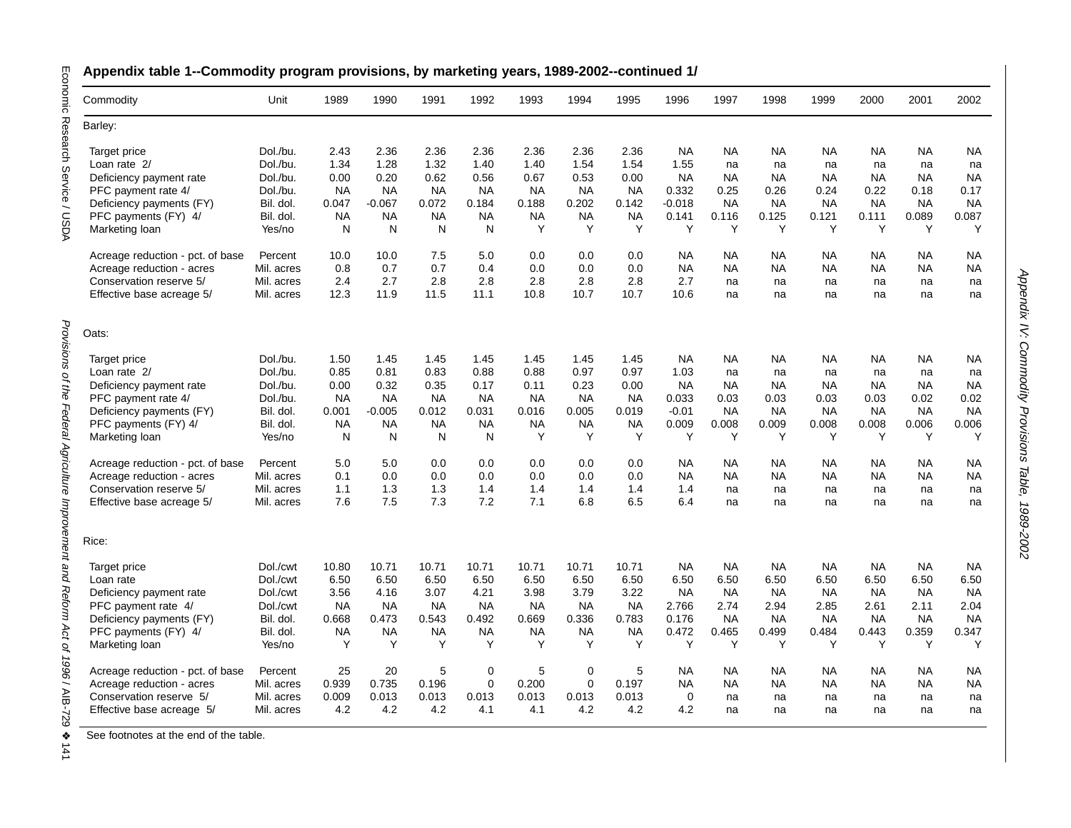**Appendix table 1--Commodity program provisions, by marketing years, 1989-2002--continued 1/**

| Commodity | Unit | 1989 | 1990 | 1991 | 1992 | 1993 | 1994 | 1995 | 1996 | 1997 | 1998 | 1999 | 2000 | 2001 | 2002 |
|---|---|---|---|---|---|---|---|---|---|---|---|---|---|---|---|
| Barley: | | | | | | | | | | | | | | | |
| Target price | Dol./bu. | 2.43 | 2.36 | 2.36 | 2.36 | 2.36 | 2.36 | 2.36 | NA | NA | NA | NA | NA | NA | NA |
| Loan rate 2/ | Dol./bu. | 1.34 | 1.28 | 1.32 | 1.40 | 1.40 | 1.54 | 1.54 | 1.55 | na | na | na | na | na | na |
| Deficiency payment rate | Dol./bu. | 0.00 | 0.20 | 0.62 | 0.56 | 0.67 | 0.53 | 0.00 | NA | NA | NA | NA | NA | NA | NA |
| PFC payment rate 4/ | Dol./bu. | NA | NA | NA | NA | NA | NA | NA | 0.332 | 0.25 | 0.26 | 0.24 | 0.22 | 0.18 | 0.17 |
| Deficiency payments (FY) | Bil. dol. | 0.047 | -0.067 | 0.072 | 0.184 | 0.188 | 0.202 | 0.142 | -0.018 | NA | NA | NA | NA | NA | NA |
| PFC payments (FY) 4/ | Bil. dol. | NA | NA | NA | NA | NA | NA | NA | 0.141 | 0.116 | 0.125 | 0.121 | 0.111 | 0.089 | 0.087 |
| Marketing loan | Yes/no | N | N | N | N | Y | Y | Y | Y | Y | Y | Y | Y | Y | Y |
| Acreage reduction - pct. of base | Percent | 10.0 | 10.0 | 7.5 | 5.0 | 0.0 | 0.0 | 0.0 | NA | NA | NA | NA | NA | NA | NA |
| Acreage reduction - acres | Mil. acres | 0.8 | 0.7 | 0.7 | 0.4 | 0.0 | 0.0 | 0.0 | NA | NA | NA | NA | NA | NA | NA |
| Conservation reserve 5/ | Mil. acres | 2.4 | 2.7 | 2.8 | 2.8 | 2.8 | 2.8 | 2.8 | 2.7 | na | na | na | na | na | na |
| Effective base acreage 5/ | Mil. acres | 12.3 | 11.9 | 11.5 | 11.1 | 10.8 | 10.7 | 10.7 | 10.6 | na | na | na | na | na | na |
| Oats: | | | | | | | | | | | | | | | |
| Target price | Dol./bu. | 1.50 | 1.45 | 1.45 | 1.45 | 1.45 | 1.45 | 1.45 | NA | NA | NA | NA | NA | NA | NA |
| Loan rate 2/ | Dol./bu. | 0.85 | 0.81 | 0.83 | 0.88 | 0.88 | 0.97 | 0.97 | 1.03 | na | na | na | na | na | na |
| Deficiency payment rate | Dol./bu. | 0.00 | 0.32 | 0.35 | 0.17 | 0.11 | 0.23 | 0.00 | NA | NA | NA | NA | NA | NA | NA |
| PFC payment rate 4/ | Dol./bu. | NA | NA | NA | NA | NA | NA | NA | 0.033 | 0.03 | 0.03 | 0.03 | 0.03 | 0.02 | 0.02 |
| Deficiency payments (FY) | Bil. dol. | 0.001 | -0.005 | 0.012 | 0.031 | 0.016 | 0.005 | 0.019 | -0.01 | NA | NA | NA | NA | NA | NA |
| PFC payments (FY) 4/ | Bil. dol. | NA | NA | NA | NA | NA | NA | NA | 0.009 | 0.008 | 0.009 | 0.008 | 0.008 | 0.006 | 0.006 |
| Marketing loan | Yes/no | N | N | N | N | Y | Y | Y | Y | Y | Y | Y | Y | Y | Y |
| Acreage reduction - pct. of base | Percent | 5.0 | 5.0 | 0.0 | 0.0 | 0.0 | 0.0 | 0.0 | NA | NA | NA | NA | NA | NA | NA |
| Acreage reduction - acres | Mil. acres | 0.1 | 0.0 | 0.0 | 0.0 | 0.0 | 0.0 | 0.0 | NA | NA | NA | NA | NA | NA | NA |
| Conservation reserve 5/ | Mil. acres | 1.1 | 1.3 | 1.3 | 1.4 | 1.4 | 1.4 | 1.4 | 1.4 | na | na | na | na | na | na |
| Effective base acreage 5/ | Mil. acres | 7.6 | 7.5 | 7.3 | 7.2 | 7.1 | 6.8 | 6.5 | 6.4 | na | na | na | na | na | na |
| Rice: | | | | | | | | | | | | | | | |
| Target price | Dol./cwt | 10.80 | 10.71 | 10.71 | 10.71 | 10.71 | 10.71 | 10.71 | NA | NA | NA | NA | NA | NA | NA |
| Loan rate | Dol./cwt | 6.50 | 6.50 | 6.50 | 6.50 | 6.50 | 6.50 | 6.50 | 6.50 | 6.50 | 6.50 | 6.50 | 6.50 | 6.50 | 6.50 |
| Deficiency payment rate | Dol./cwt | 3.56 | 4.16 | 3.07 | 4.21 | 3.98 | 3.79 | 3.22 | NA | NA | NA | NA | NA | NA | NA |
| PFC payment rate 4/ | Dol./cwt | NA | NA | NA | NA | NA | NA | NA | 2.766 | 2.74 | 2.94 | 2.85 | 2.61 | 2.11 | 2.04 |
| Deficiency payments (FY) | Bil. dol. | 0.668 | 0.473 | 0.543 | 0.492 | 0.669 | 0.336 | 0.783 | 0.176 | NA | NA | NA | NA | NA | NA |
| PFC payments (FY) 4/ | Bil. dol. | NA | NA | NA | NA | NA | NA | NA | 0.472 | 0.465 | 0.499 | 0.484 | 0.443 | 0.359 | 0.347 |
| Marketing loan | Yes/no | Y | Y | Y | Y | Y | Y | Y | Y | Y | Y | Y | Y | Y | Y |
| Acreage reduction - pct. of base | Percent | 25 | 20 | 5 | 0 | 5 | 0 | 5 | NA | NA | NA | NA | NA | NA | NA |
| Acreage reduction - acres | Mil. acres | 0.939 | 0.735 | 0.196 | 0 | 0.200 | 0 | 0.197 | NA | NA | NA | NA | NA | NA | NA |
| Conservation reserve 5/ | Mil. acres | 0.009 | 0.013 | 0.013 | 0.013 | 0.013 | 0.013 | 0.013 | 0 | na | na | na | na | na | na |
| Effective base acreage 5/ | Mil. acres | 4.2 | 4.2 | 4.2 | 4.1 | 4.1 | 4.2 | 4.2 | 4.2 | na | na | na | na | na | na |

See footnotes at the end of the table.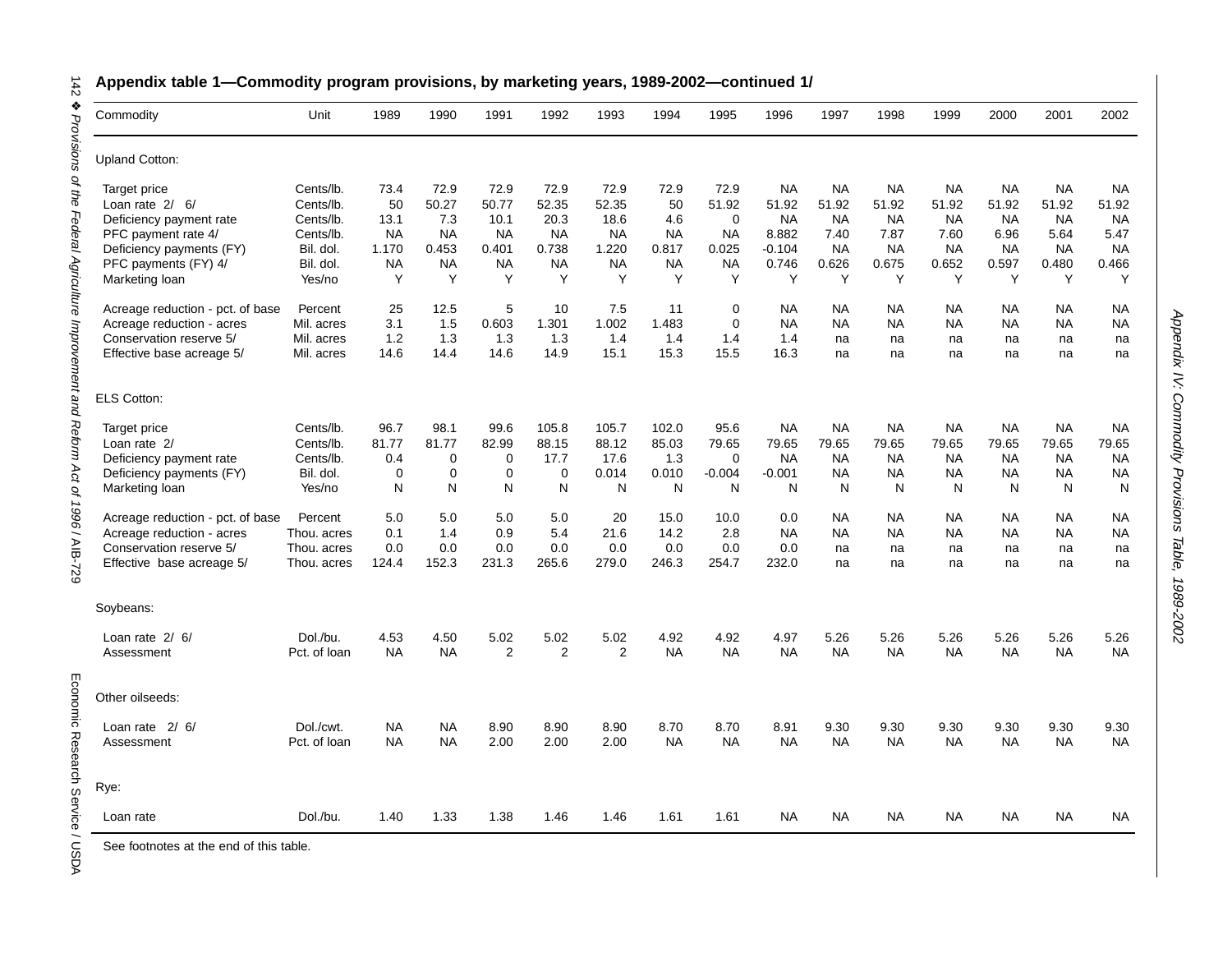**Appendix table 1—Commodity program provisions, by marketing years, 1989-2002—continued 1/**

| Commodity | Unit | 1989 | 1990 | 1991 | 1992 | 1993 | 1994 | 1995 | 1996 | 1997 | 1998 | 1999 | 2000 | 2001 | 2002 |
|---|---|---|---|---|---|---|---|---|---|---|---|---|---|---|---|
| Upland Cotton: | | | | | | | | | | | | | | | |
| Target price | Cents/lb. | 73.4 | 72.9 | 72.9 | 72.9 | 72.9 | 72.9 | 72.9 | NA | NA | NA | NA | NA | NA | NA |
| Loan rate 2/ 6/ | Cents/lb. | 50 | 50.27 | 50.77 | 52.35 | 52.35 | 50 | 51.92 | 51.92 | 51.92 | 51.92 | 51.92 | 51.92 | 51.92 | 51.92 |
| Deficiency payment rate | Cents/lb. | 13.1 | 7.3 | 10.1 | 20.3 | 18.6 | 4.6 | 0 | NA | NA | NA | NA | NA | NA | NA |
| PFC payment rate 4/ | Cents/lb. | NA | NA | NA | NA | NA | NA | NA | 8.882 | 7.40 | 7.87 | 7.60 | 6.96 | 5.64 | 5.47 |
| Deficiency payments (FY) | Bil. dol. | 1.170 | 0.453 | 0.401 | 0.738 | 1.220 | 0.817 | 0.025 | -0.104 | NA | NA | NA | NA | NA | NA |
| PFC payments (FY) 4/ | Bil. dol. | NA | NA | NA | NA | NA | NA | NA | 0.746 | 0.626 | 0.675 | 0.652 | 0.597 | 0.480 | 0.466 |
| Marketing loan | Yes/no | Y | Y | Y | Y | Y | Y | Y | Y | Y | Y | Y | Y | Y | Y |
| Acreage reduction - pct. of base | Percent | 25 | 12.5 | 5 | 10 | 7.5 | 11 | 0 | NA | NA | NA | NA | NA | NA | NA |
| Acreage reduction - acres | Mil. acres | 3.1 | 1.5 | 0.603 | 1.301 | 1.002 | 1.483 | 0 | NA | NA | NA | NA | NA | NA | NA |
| Conservation reserve 5/ | Mil. acres | 1.2 | 1.3 | 1.3 | 1.3 | 1.4 | 1.4 | 1.4 | 1.4 | na | na | na | na | na | na |
| Effective base acreage 5/ | Mil. acres | 14.6 | 14.4 | 14.6 | 14.9 | 15.1 | 15.3 | 15.5 | 16.3 | na | na | na | na | na | na |
| ELS Cotton: | | | | | | | | | | | | | | | |
| Target price | Cents/lb. | 96.7 | 98.1 | 99.6 | 105.8 | 105.7 | 102.0 | 95.6 | NA | NA | NA | NA | NA | NA | NA |
| Loan rate 2/ | Cents/lb. | 81.77 | 81.77 | 82.99 | 88.15 | 88.12 | 85.03 | 79.65 | 79.65 | 79.65 | 79.65 | 79.65 | 79.65 | 79.65 | 79.65 |
| Deficiency payment rate | Cents/lb. | 0.4 | 0 | 0 | 17.7 | 17.6 | 1.3 | 0 | NA | NA | NA | NA | NA | NA | NA |
| Deficiency payments (FY) | Bil. dol. | 0 | 0 | 0 | 0 | 0.014 | 0.010 | -0.004 | -0.001 | NA | NA | NA | NA | NA | NA |
| Marketing loan | Yes/no | N | N | N | N | N | N | N | N | N | N | N | N | N | N |
| Acreage reduction - pct. of base | Percent | 5.0 | 5.0 | 5.0 | 5.0 | 20 | 15.0 | 10.0 | 0.0 | NA | NA | NA | NA | NA | NA |
| Acreage reduction - acres | Thou. acres | 0.1 | 1.4 | 0.9 | 5.4 | 21.6 | 14.2 | 2.8 | NA | NA | NA | NA | NA | NA | NA |
| Conservation reserve 5/ | Thou. acres | 0.0 | 0.0 | 0.0 | 0.0 | 0.0 | 0.0 | 0.0 | 0.0 | na | na | na | na | na | na |
| Effective base acreage 5/ | Thou. acres | 124.4 | 152.3 | 231.3 | 265.6 | 279.0 | 246.3 | 254.7 | 232.0 | na | na | na | na | na | na |
| Soybeans: | | | | | | | | | | | | | | | |
| Loan rate 2/ 6/ | Dol./bu. | 4.53 | 4.50 | 5.02 | 5.02 | 5.02 | 4.92 | 4.92 | 4.97 | 5.26 | 5.26 | 5.26 | 5.26 | 5.26 | 5.26 |
| Assessment | Pct. of loan | NA | NA | 2 | 2 | 2 | NA | NA | NA | NA | NA | NA | NA | NA | NA |
| Other oilseeds: | | | | | | | | | | | | | | | |
| Loan rate 2/ 6/ | Dol./cwt. | NA | NA | 8.90 | 8.90 | 8.90 | 8.70 | 8.70 | 8.91 | 9.30 | 9.30 | 9.30 | 9.30 | 9.30 | 9.30 |
| Assessment | Pct. of loan | NA | NA | 2.00 | 2.00 | 2.00 | NA | NA | NA | NA | NA | NA | NA | NA | NA |
| Rye: | | | | | | | | | | | | | | | |
| Loan rate | Dol./bu. | 1.40 | 1.33 | 1.38 | 1.46 | 1.46 | 1.61 | 1.61 | NA | NA | NA | NA | NA | NA | NA |

See footnotes at the end of this table.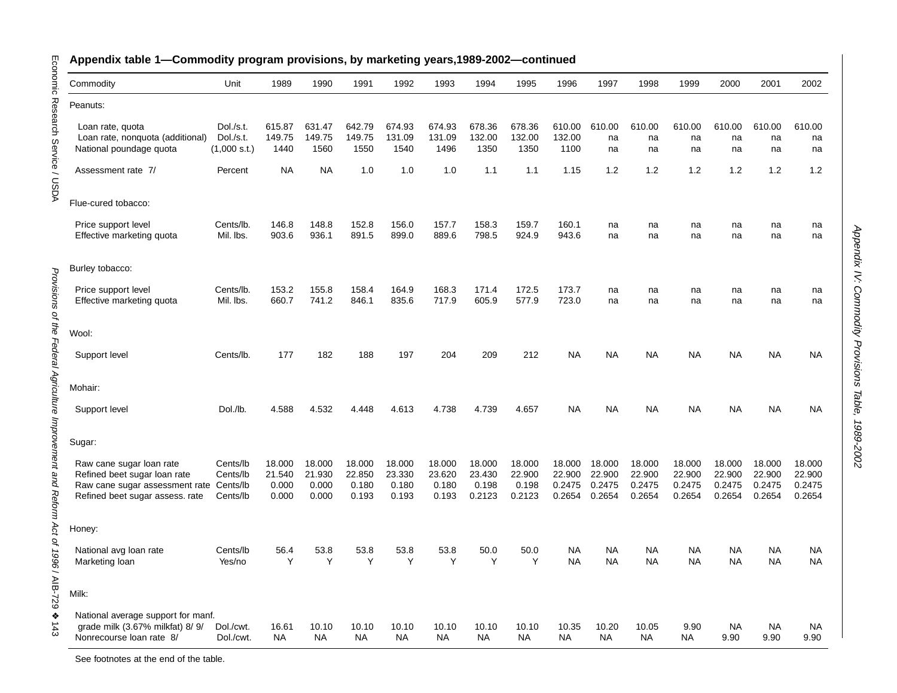**Appendix table 1—Commodity program provisions, by marketing years,1989-2002—continued**

| Commodity | Unit | 1989 | 1990 | 1991 | 1992 | 1993 | 1994 | 1995 | 1996 | 1997 | 1998 | 1999 | 2000 | 2001 | 2002 |
|---|---|---|---|---|---|---|---|---|---|---|---|---|---|---|---|
| Peanuts: | | | | | | | | | | | | | | | |
| Loan rate, quota | Dol./s.t. | 615.87 | 631.47 | 642.79 | 674.93 | 674.93 | 678.36 | 678.36 | 610.00 | 610.00 | 610.00 | 610.00 | 610.00 | 610.00 | 610.00 |
| Loan rate, nonquota (additional) | Dol./s.t. | 149.75 | 149.75 | 149.75 | 131.09 | 131.09 | 132.00 | 132.00 | 132.00 | na | na | na | na | na | na |
| National poundage quota | (1,000 s.t.) | 1440 | 1560 | 1550 | 1540 | 1496 | 1350 | 1350 | 1100 | na | na | na | na | na | na |
| Assessment rate 7/ | Percent | NA | NA | 1.0 | 1.0 | 1.0 | 1.1 | 1.1 | 1.15 | 1.2 | 1.2 | 1.2 | 1.2 | 1.2 | 1.2 |
| Flue-cured tobacco: | | | | | | | | | | | | | | | |
| Price support level | Cents/lb. | 146.8 | 148.8 | 152.8 | 156.0 | 157.7 | 158.3 | 159.7 | 160.1 | na | na | na | na | na | na |
| Effective marketing quota | Mil. lbs. | 903.6 | 936.1 | 891.5 | 899.0 | 889.6 | 798.5 | 924.9 | 943.6 | na | na | na | na | na | na |
| Burley tobacco: | | | | | | | | | | | | | | | |
| Price support level | Cents/lb. | 153.2 | 155.8 | 158.4 | 164.9 | 168.3 | 171.4 | 172.5 | 173.7 | na | na | na | na | na | na |
| Effective marketing quota | Mil. lbs. | 660.7 | 741.2 | 846.1 | 835.6 | 717.9 | 605.9 | 577.9 | 723.0 | na | na | na | na | na | na |
| Wool: | | | | | | | | | | | | | | | |
| Support level | Cents/lb. | 177 | 182 | 188 | 197 | 204 | 209 | 212 | NA | NA | NA | NA | NA | NA | NA |
| Mohair: | | | | | | | | | | | | | | | |
| Support level | Dol./lb. | 4.588 | 4.532 | 4.448 | 4.613 | 4.738 | 4.739 | 4.657 | NA | NA | NA | NA | NA | NA | NA |
| Sugar: | | | | | | | | | | | | | | | |
| Raw cane sugar loan rate | Cents/lb | 18.000 | 18.000 | 18.000 | 18.000 | 18.000 | 18.000 | 18.000 | 18.000 | 18.000 | 18.000 | 18.000 | 18.000 | 18.000 | 18.000 |
| Refined beet sugar loan rate | Cents/lb | 21.540 | 21.930 | 22.850 | 23.330 | 23.620 | 23.430 | 22.900 | 22.900 | 22.900 | 22.900 | 22.900 | 22.900 | 22.900 | 22.900 |
| Raw cane sugar assessment rate | Cents/lb | 0.000 | 0.000 | 0.180 | 0.180 | 0.180 | 0.198 | 0.198 | 0.2475 | 0.2475 | 0.2475 | 0.2475 | 0.2475 | 0.2475 | 0.2475 |
| Refined beet sugar assess. rate | Cents/lb | 0.000 | 0.000 | 0.193 | 0.193 | 0.193 | 0.2123 | 0.2123 | 0.2654 | 0.2654 | 0.2654 | 0.2654 | 0.2654 | 0.2654 | 0.2654 |
| Honey: | | | | | | | | | | | | | | | |
| National avg loan rate | Cents/lb | 56.4 | 53.8 | 53.8 | 53.8 | 53.8 | 50.0 | 50.0 | NA | NA | NA | NA | NA | NA | NA |
| Marketing loan | Yes/no | Y | Y | Y | Y | Y | Y | Y | NA | NA | NA | NA | NA | NA | NA |
| Milk: | | | | | | | | | | | | | | | |
| National average support for manf. grade milk (3.67% milkfat) 8/ 9/ | Dol./cwt. | 16.61 | 10.10 | 10.10 | 10.10 | 10.10 | 10.10 | 10.10 | 10.35 | 10.20 | 10.05 | 9.90 | NA | NA | NA |
| Nonrecourse loan rate 8/ | Dol./cwt. | NA | NA | NA | NA | NA | NA | NA | NA | NA | NA | NA | 9.90 | 9.90 | 9.90 |

See footnotes at the end of the table.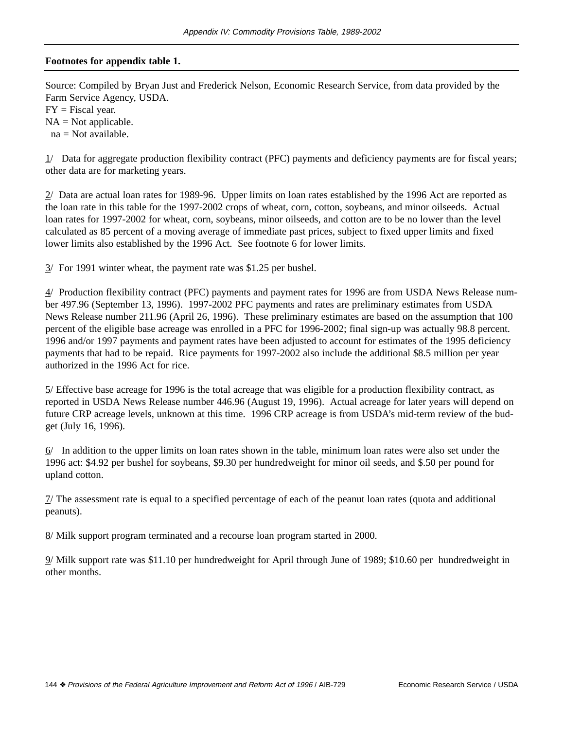**Footnotes for appendix table 1.**

Source: Compiled by Bryan Just and Frederick Nelson, Economic Research Service, from data provided by the Farm Service Agency, USDA.
FY = Fiscal year.
NA = Not applicable.
na = Not available.

1/ Data for aggregate production flexibility contract (PFC) payments and deficiency payments are for fiscal years; other data are for marketing years.

2/ Data are actual loan rates for 1989-96. Upper limits on loan rates established by the 1996 Act are reported as the loan rate in this table for the 1997-2002 crops of wheat, corn, cotton, soybeans, and minor oilseeds. Actual loan rates for 1997-2002 for wheat, corn, soybeans, minor oilseeds, and cotton are to be no lower than the level calculated as 85 percent of a moving average of immediate past prices, subject to fixed upper limits and fixed lower limits also established by the 1996 Act. See footnote 6 for lower limits.

3/ For 1991 winter wheat, the payment rate was $1.25 per bushel.

4/ Production flexibility contract (PFC) payments and payment rates for 1996 are from USDA News Release number 497.96 (September 13, 1996). 1997-2002 PFC payments and rates are preliminary estimates from USDA News Release number 211.96 (April 26, 1996). These preliminary estimates are based on the assumption that 100 percent of the eligible base acreage was enrolled in a PFC for 1996-2002; final sign-up was actually 98.8 percent. 1996 and/or 1997 payments and payment rates have been adjusted to account for estimates of the 1995 deficiency payments that had to be repaid. Rice payments for 1997-2002 also include the additional $8.5 million per year authorized in the 1996 Act for rice.

5/ Effective base acreage for 1996 is the total acreage that was eligible for a production flexibility contract, as reported in USDA News Release number 446.96 (August 19, 1996). Actual acreage for later years will depend on future CRP acreage levels, unknown at this time. 1996 CRP acreage is from USDA's mid-term review of the budget (July 16, 1996).

6/ In addition to the upper limits on loan rates shown in the table, minimum loan rates were also set under the 1996 act: $4.92 per bushel for soybeans, $9.30 per hundredweight for minor oil seeds, and $.50 per pound for upland cotton.

7/ The assessment rate is equal to a specified percentage of each of the peanut loan rates (quota and additional peanuts).

8/ Milk support program terminated and a recourse loan program started in 2000.

9/ Milk support rate was $11.10 per hundredweight for April through June of 1989; $10.60 per hundredweight in other months.